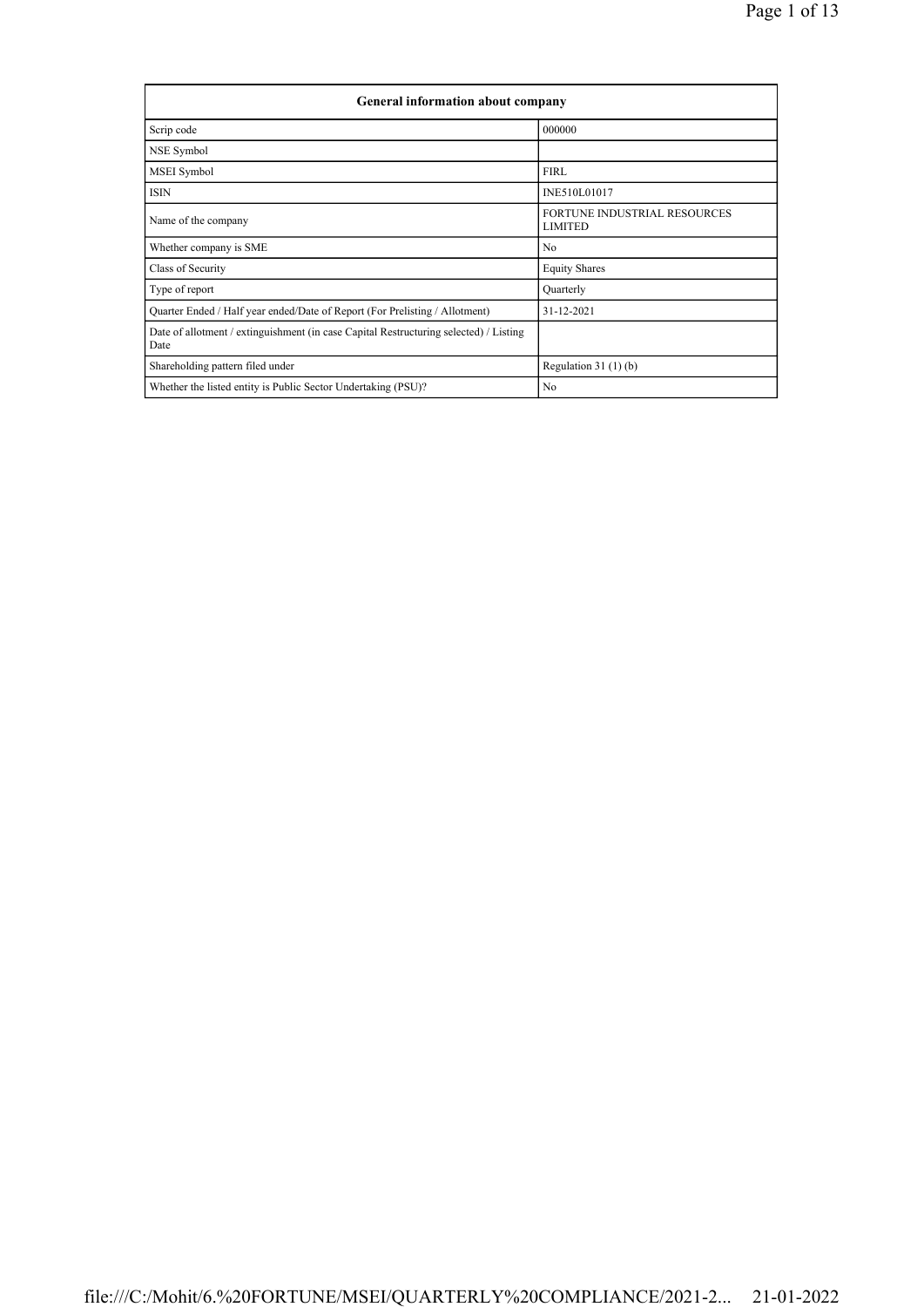| General information about company | |
|---|---|
| Scrip code | 000000 |
| NSE Symbol | |
| MSEI Symbol | FIRL |
| ISIN | INE510L01017 |
| Name of the company | FORTUNE INDUSTRIAL RESOURCES LIMITED |
| Whether company is SME | No |
| Class of Security | Equity Shares |
| Type of report | Quarterly |
| Quarter Ended / Half year ended/Date of Report (For Prelisting / Allotment) | 31-12-2021 |
| Date of allotment / extinguishment (in case Capital Restructuring selected) / Listing Date | |
| Shareholding pattern filed under | Regulation 31 (1) (b) |
| Whether the listed entity is Public Sector Undertaking (PSU)? | No |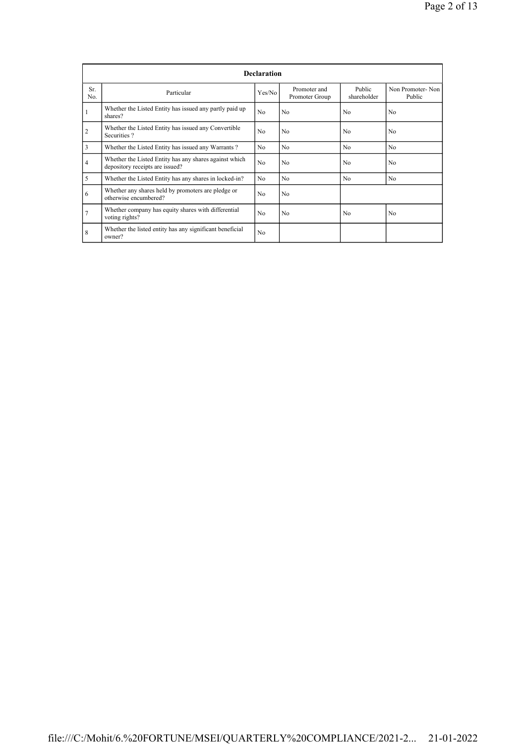| Declaration | | | | | |
|---|---|---|---|---|---|
| Sr. No. | Particular | Yes/No | Promoter and Promoter Group | Public shareholder | Non Promoter- Non Public |
| 1 | Whether the Listed Entity has issued any partly paid up shares? | No | No | No | No |
| 2 | Whether the Listed Entity has issued any Convertible Securities ? | No | No | No | No |
| 3 | Whether the Listed Entity has issued any Warrants ? | No | No | No | No |
| 4 | Whether the Listed Entity has any shares against which depository receipts are issued? | No | No | No | No |
| 5 | Whether the Listed Entity has any shares in locked-in? | No | No | No | No |
| 6 | Whether any shares held by promoters are pledge or otherwise encumbered? | No | No | | |
| 7 | Whether company has equity shares with differential voting rights? | No | No | No | No |
| 8 | Whether the listed entity has any significant beneficial owner? | No | | | |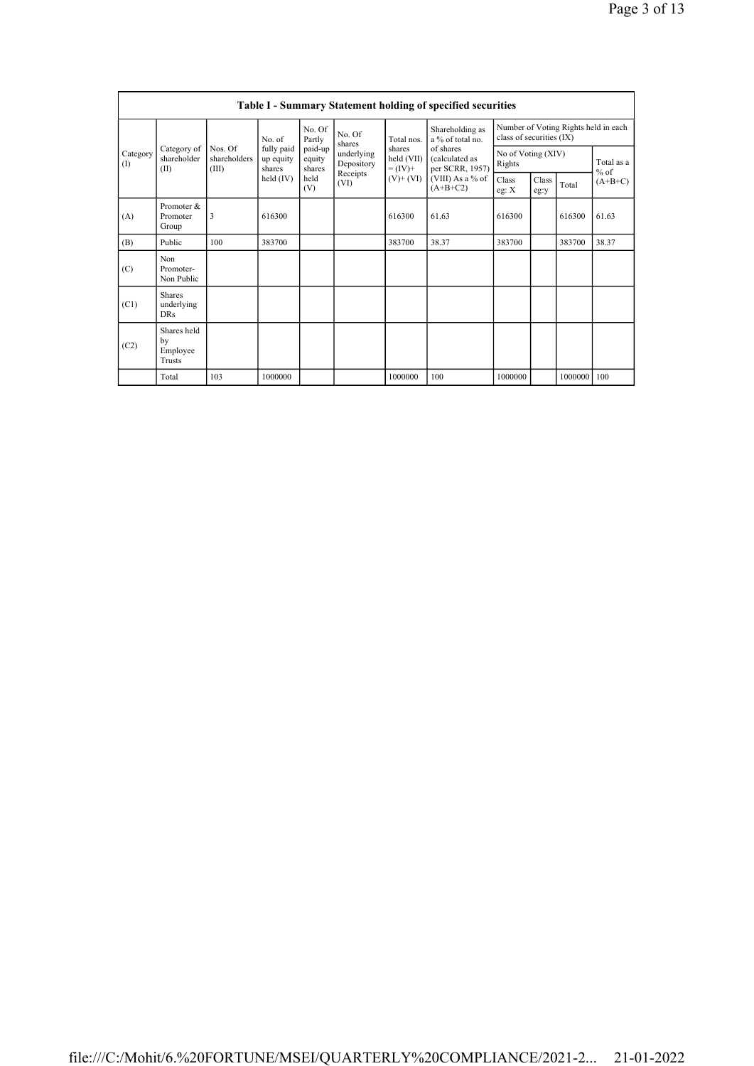| Table I - Summary Statement holding of specified securities | | | | | | | | | | | | |
|---|---|---|---|---|---|---|---|---|---|---|---|---|
| Category (I) | Category of shareholder (II) | Nos. Of shareholders (III) | No. of fully paid up equity shares held (IV) | No. Of Partly paid-up equity shares held (V) | No. Of shares underlying Depository Receipts (VI) | Total nos. shares held (VII) = (IV)+ (V)+ (VI) | Shareholding as a % of total no. of shares (calculated as per SCRR, 1957) (VIII) As a % of (A+B+C2) | Number of Voting Rights held in each class of securities (IX) | | | |
| | | | | | | | | No of Voting (XIV) Rights | | | Total as a % of (A+B+C) |
| | | | | | | | | Class eg: X | Class eg:y | Total | |
| (A) | Promoter & Promoter Group | 3 | 616300 | | | 616300 | 61.63 | 616300 | | 616300 | 61.63 |
| (B) | Public | 100 | 383700 | | | 383700 | 38.37 | 383700 | | 383700 | 38.37 |
| (C) | Non Promoter- Non Public | | | | | | | | | | |
| (C1) | Shares underlying DRs | | | | | | | | | | |
| (C2) | Shares held by Employee Trusts | | | | | | | | | | |
| | Total | 103 | 1000000 | | | 1000000 | 100 | 1000000 | | 1000000 | 100 |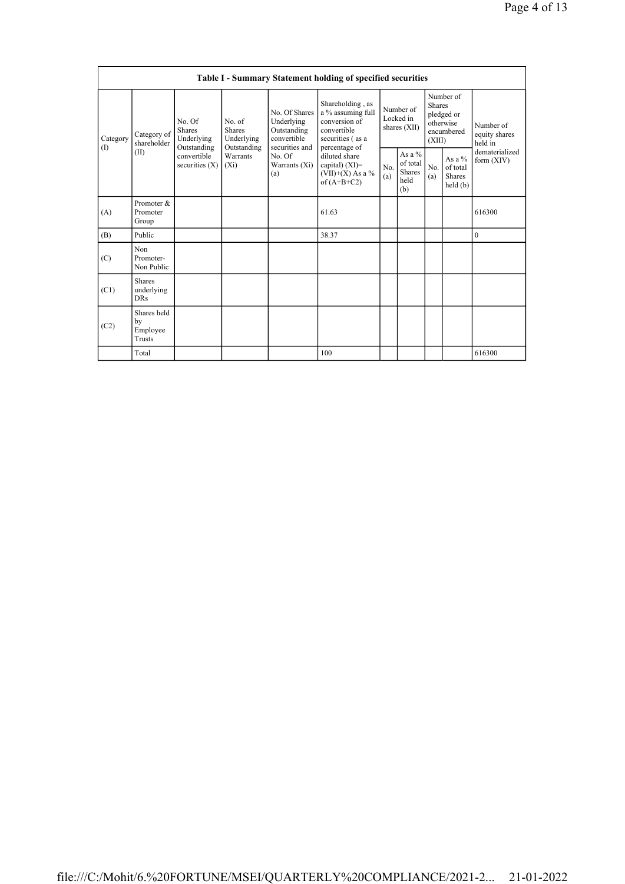| Table I - Summary Statement holding of specified securities | | | | | | | | | | |
|---|---|---|---|---|---|---|---|---|---|---|
| Category (I) | Category of shareholder (II) | No. Of Shares Underlying Outstanding convertible securities (X) | No. of Shares Underlying Outstanding Warrants (Xi) | No. Of Shares Underlying Outstanding convertible securities and No. Of Warrants (Xi) (a) | Shareholding , as a % assuming full conversion of convertible securities ( as a percentage of diluted share capital) (XI)= (VII)+(X) As a % of (A+B+C2) | Number of Locked in shares (XII) | | Number of Shares pledged or otherwise encumbered (XIII) | | Number of equity shares held in dematerialized form (XIV) |
| | | | | | | No. (a) | As a % of total Shares held (b) | No. (a) | As a % of total Shares held (b) | |
| (A) | Promoter & Promoter Group | | | | 61.63 | | | | | 616300 |
| (B) | Public | | | | 38.37 | | | | | 0 |
| (C) | Non Promoter- Non Public | | | | | | | | | |
| (C1) | Shares underlying DRs | | | | | | | | | |
| (C2) | Shares held by Employee Trusts | | | | | | | | | |
| | Total | | | | 100 | | | | | 616300 |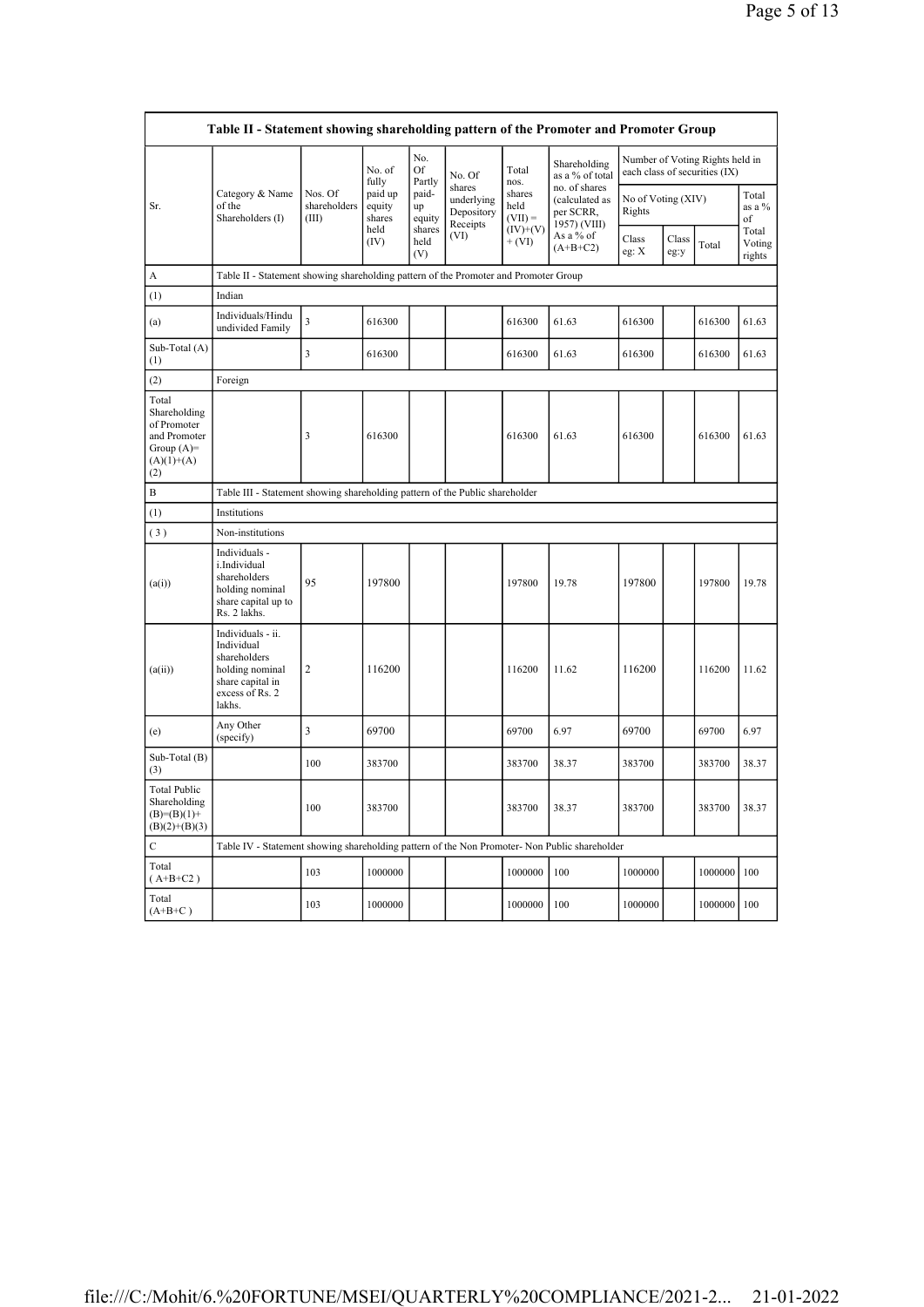| Table II - Statement showing shareholding pattern of the Promoter and Promoter Group | | | | | | | | | | | | |
|---|---|---|---|---|---|---|---|---|---|---|---|---|
| Sr. | Category & Name of the Shareholders (I) | Nos. Of shareholders (III) | No. of fully paid up equity shares held (IV) | No. Of Partly paid-up equity shares held (V) | No. Of shares underlying Depository Receipts (VI) | Total nos. shares held (VII) = (IV)+(V)+ (VI) | Shareholding as a % of total no. of shares (calculated as per SCRR, 1957) (VIII) As a % of (A+B+C2) | Number of Voting Rights held in each class of securities (IX) | | | | |
| | | | | | | | | No of Voting (XIV) Rights | | | Total as a % of Total Voting rights |
| | | | | | | | | Class eg: X | Class eg:y | Total | |
| A | Table II - Statement showing shareholding pattern of the Promoter and Promoter Group | | | | | | | | | | | |
| (1) | Indian | | | | | | | | | | | |
| (a) | Individuals/Hindu undivided Family | 3 | 616300 | | | 616300 | 61.63 | 616300 | | 616300 | 61.63 |
| Sub-Total (A) (1) | | 3 | 616300 | | | 616300 | 61.63 | 616300 | | 616300 | 61.63 |
| (2) | Foreign | | | | | | | | | | | |
| Total Shareholding of Promoter and Promoter Group (A)= (A)(1)+(A) (2) | | 3 | 616300 | | | 616300 | 61.63 | 616300 | | 616300 | 61.63 |
| B | Table III - Statement showing shareholding pattern of the Public shareholder | | | | | | | | | | | |
| (1) | Institutions | | | | | | | | | | | |
| (3) | Non-institutions | | | | | | | | | | | |
| (a(i)) | Individuals - i.Individual shareholders holding nominal share capital up to Rs. 2 lakhs. | 95 | 197800 | | | 197800 | 19.78 | 197800 | | 197800 | 19.78 |
| (a(ii)) | Individuals - ii. Individual shareholders holding nominal share capital in excess of Rs. 2 lakhs. | 2 | 116200 | | | 116200 | 11.62 | 116200 | | 116200 | 11.62 |
| (e) | Any Other (specify) | 3 | 69700 | | | 69700 | 6.97 | 69700 | | 69700 | 6.97 |
| Sub-Total (B) (3) | | 100 | 383700 | | | 383700 | 38.37 | 383700 | | 383700 | 38.37 |
| Total Public Shareholding (B)=(B)(1)+ (B)(2)+(B)(3) | | 100 | 383700 | | | 383700 | 38.37 | 383700 | | 383700 | 38.37 |
| C | Table IV - Statement showing shareholding pattern of the Non Promoter- Non Public shareholder | | | | | | | | | | | |
| Total ( A+B+C2 ) | | 103 | 1000000 | | | 1000000 | 100 | 1000000 | | 1000000 | 100 |
| Total (A+B+C ) | | 103 | 1000000 | | | 1000000 | 100 | 1000000 | | 1000000 | 100 |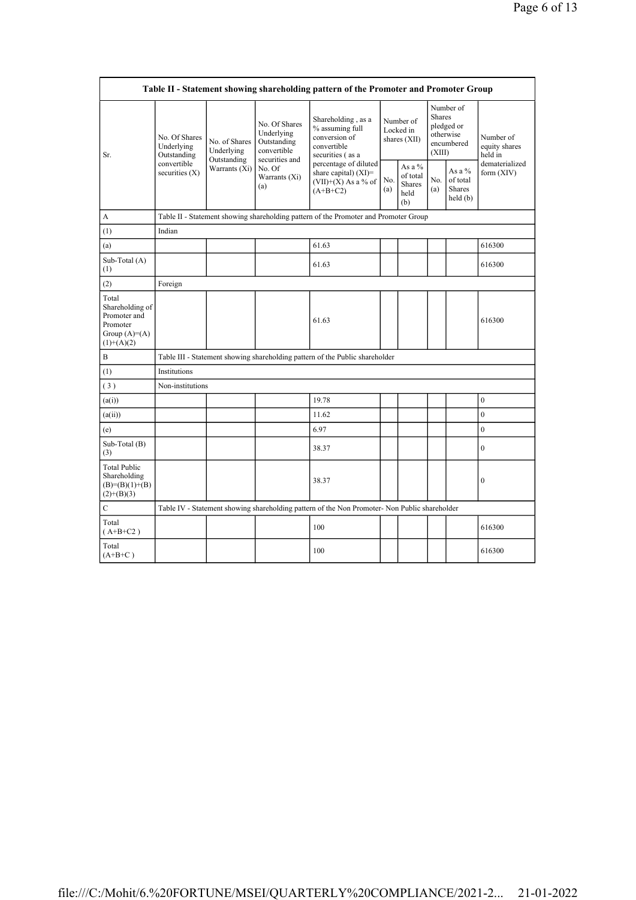| Table II - Statement showing shareholding pattern of the Promoter and Promoter Group | | | | | | | | | |
|---|---|---|---|---|---|---|---|---|---|
| Sr. | No. Of Shares Underlying Outstanding convertible securities (X) | No. of Shares Underlying Outstanding Warrants (Xi) | No. Of Shares Underlying Outstanding convertible securities and No. Of Warrants (Xi) (a) | Shareholding , as a % assuming full conversion of convertible securities ( as a percentage of diluted share capital) (XI)= (VII)+(X) As a % of (A+B+C2) | Number of Locked in shares (XII) | | Number of Shares pledged or otherwise encumbered (XIII) | | Number of equity shares held in dematerialized form (XIV) |
| | | | | | No. (a) | As a % of total Shares held (b) | No. (a) | As a % of total Shares held (b) | |
| A | Table II - Statement showing shareholding pattern of the Promoter and Promoter Group | | | | | | | | |
| (1) | Indian | | | | | | | | |
| (a) | | | | 61.63 | | | | | 616300 |
| Sub-Total (A) (1) | | | | 61.63 | | | | | 616300 |
| (2) | Foreign | | | | | | | | |
| Total Shareholding of Promoter and Promoter Group (A)=(A)(1)+(A)(2) | | | | 61.63 | | | | | 616300 |
| B | Table III - Statement showing shareholding pattern of the Public shareholder | | | | | | | | |
| (1) | Institutions | | | | | | | | |
| ( 3 ) | Non-institutions | | | | | | | | |
| (a(i)) | | | | 19.78 | | | | | 0 |
| (a(ii)) | | | | 11.62 | | | | | 0 |
| (e) | | | | 6.97 | | | | | 0 |
| Sub-Total (B) (3) | | | | 38.37 | | | | | 0 |
| Total Public Shareholding (B)=(B)(1)+(B)(2)+(B)(3) | | | | 38.37 | | | | | 0 |
| C | Table IV - Statement showing shareholding pattern of the Non Promoter- Non Public shareholder | | | | | | | | |
| Total ( A+B+C2 ) | | | | 100 | | | | | 616300 |
| Total (A+B+C ) | | | | 100 | | | | | 616300 |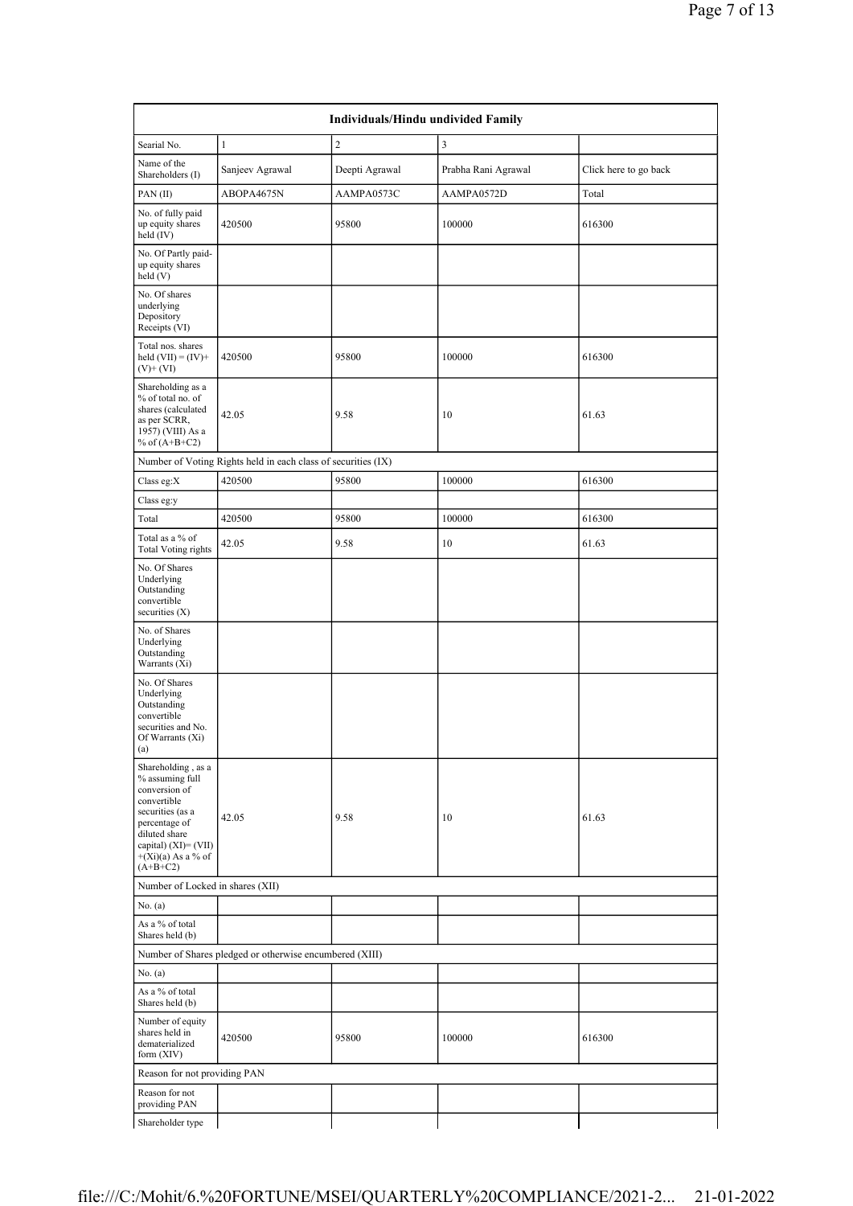| Individuals/Hindu undivided Family | | | | |
|---|---|---|---|---|
| Searial No. | 1 | 2 | 3 | |
| Name of the Shareholders (I) | Sanjeev Agrawal | Deepti Agrawal | Prabha Rani Agrawal | Click here to go back |
| PAN (II) | ABOPA4675N | AAMPA0573C | AAMPA0572D | Total |
| No. of fully paid up equity shares held (IV) | 420500 | 95800 | 100000 | 616300 |
| No. Of Partly paid-up equity shares held (V) | | | | |
| No. Of shares underlying Depository Receipts (VI) | | | | |
| Total nos. shares held (VII) = (IV)+(V)+ (VI) | 420500 | 95800 | 100000 | 616300 |
| Shareholding as a % of total no. of shares (calculated as per SCRR, 1957) (VIII) As a % of (A+B+C2) | 42.05 | 9.58 | 10 | 61.63 |
| Number of Voting Rights held in each class of securities (IX) | | | | |
| Class eg:X | 420500 | 95800 | 100000 | 616300 |
| Class eg:y | | | | |
| Total | 420500 | 95800 | 100000 | 616300 |
| Total as a % of Total Voting rights | 42.05 | 9.58 | 10 | 61.63 |
| No. Of Shares Underlying Outstanding convertible securities (X) | | | | |
| No. of Shares Underlying Outstanding Warrants (Xi) | | | | |
| No. Of Shares Underlying Outstanding convertible securities and No. Of Warrants (Xi) (a) | | | | |
| Shareholding , as a % assuming full conversion of convertible securities (as a percentage of diluted share capital) (XI)= (VII)+(Xi)(a) As a % of (A+B+C2) | 42.05 | 9.58 | 10 | 61.63 |
| Number of Locked in shares (XII) | | | | |
| No. (a) | | | | |
| As a % of total Shares held (b) | | | | |
| Number of Shares pledged or otherwise encumbered (XIII) | | | | |
| No. (a) | | | | |
| As a % of total Shares held (b) | | | | |
| Number of equity shares held in dematerialized form (XIV) | 420500 | 95800 | 100000 | 616300 |
| Reason for not providing PAN | | | | |
| Reason for not providing PAN | | | | |
| Shareholder type | | | | |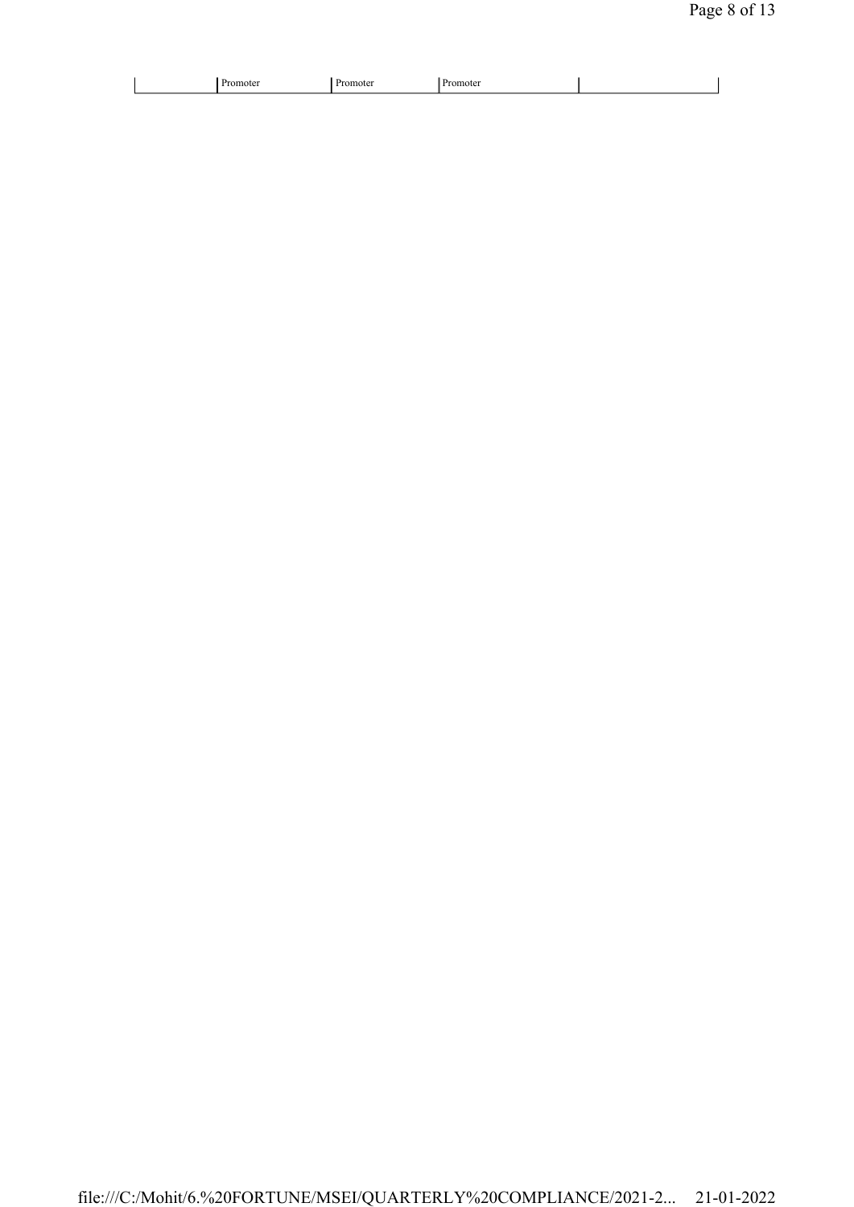| | | | | |
|---|---|---|---|---|
| | Promoter | Promoter | Promoter | |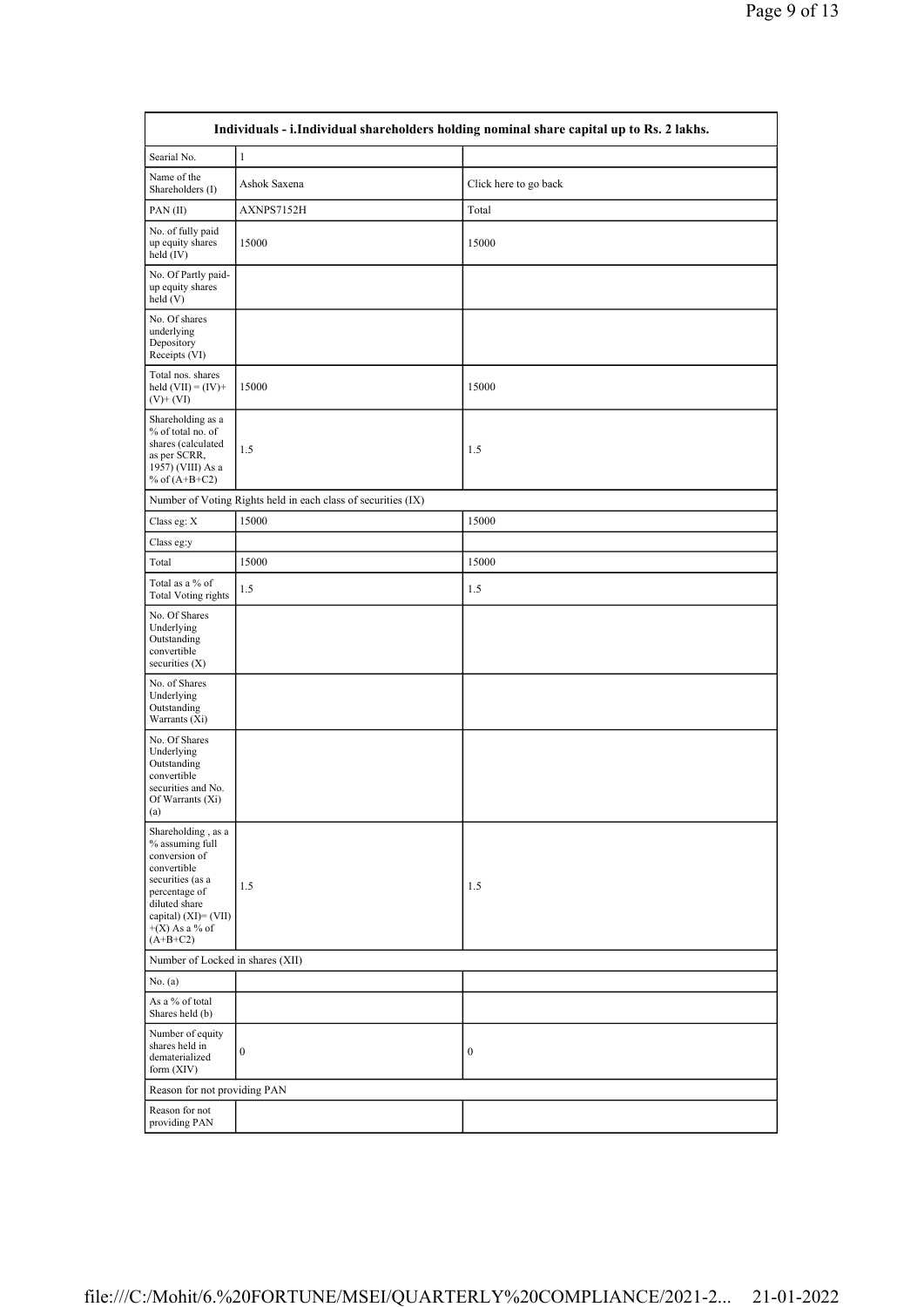| Individuals - i.Individual shareholders holding nominal share capital up to Rs. 2 lakhs. | | |
|---|---|---|
| Searial No. | 1 | |
| Name of the Shareholders (I) | Ashok Saxena | Click here to go back |
| PAN (II) | AXNPS7152H | Total |
| No. of fully paid up equity shares held (IV) | 15000 | 15000 |
| No. Of Partly paid-up equity shares held (V) | | |
| No. Of shares underlying Depository Receipts (VI) | | |
| Total nos. shares held (VII) = (IV)+(V)+ (VI) | 15000 | 15000 |
| Shareholding as a % of total no. of shares (calculated as per SCRR, 1957) (VIII) As a % of (A+B+C2) | 1.5 | 1.5 |
| Number of Voting Rights held in each class of securities (IX) | | |
| Class eg: X | 15000 | 15000 |
| Class eg:y | | |
| Total | 15000 | 15000 |
| Total as a % of Total Voting rights | 1.5 | 1.5 |
| No. Of Shares Underlying Outstanding convertible securities (X) | | |
| No. of Shares Underlying Outstanding Warrants (Xi) | | |
| No. Of Shares Underlying Outstanding convertible securities and No. Of Warrants (Xi) (a) | | |
| Shareholding , as a % assuming full conversion of convertible securities (as a percentage of diluted share capital) (XI)= (VII)+(X) As a % of (A+B+C2) | 1.5 | 1.5 |
| Number of Locked in shares (XII) | | |
| No. (a) | | |
| As a % of total Shares held (b) | | |
| Number of equity shares held in dematerialized form (XIV) | 0 | 0 |
| Reason for not providing PAN | | |
| Reason for not providing PAN | | |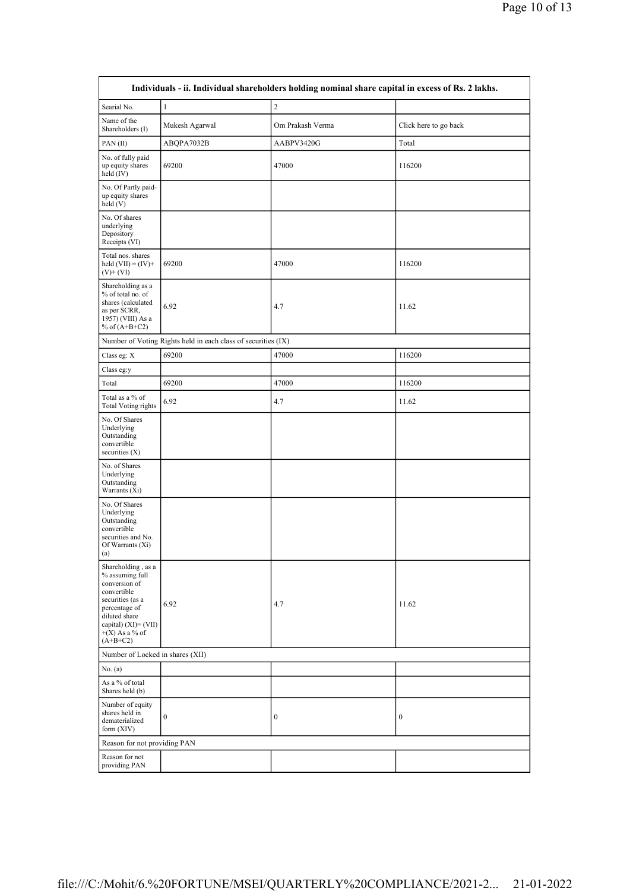| Individuals - ii. Individual shareholders holding nominal share capital in excess of Rs. 2 lakhs. | | | |
|---|---|---|---|
| Searial No. | 1 | 2 | |
| Name of the Shareholders (I) | Mukesh Agarwal | Om Prakash Verma | Click here to go back |
| PAN (II) | ABQPA7032B | AABPV3420G | Total |
| No. of fully paid up equity shares held (IV) | 69200 | 47000 | 116200 |
| No. Of Partly paid-up equity shares held (V) | | | |
| No. Of shares underlying Depository Receipts (VI) | | | |
| Total nos. shares held (VII) = (IV)+ (V)+ (VI) | 69200 | 47000 | 116200 |
| Shareholding as a % of total no. of shares (calculated as per SCRR, 1957) (VIII) As a % of (A+B+C2) | 6.92 | 4.7 | 11.62 |
| Number of Voting Rights held in each class of securities (IX) | | | |
| Class eg: X | 69200 | 47000 | 116200 |
| Class eg:y | | | |
| Total | 69200 | 47000 | 116200 |
| Total as a % of Total Voting rights | 6.92 | 4.7 | 11.62 |
| No. Of Shares Underlying Outstanding convertible securities (X) | | | |
| No. of Shares Underlying Outstanding Warrants (Xi) | | | |
| No. Of Shares Underlying Outstanding convertible securities and No. Of Warrants (Xi) (a) | | | |
| Shareholding , as a % assuming full conversion of convertible securities (as a percentage of diluted share capital) (XI)= (VII) +(X) As a % of (A+B+C2) | 6.92 | 4.7 | 11.62 |
| Number of Locked in shares (XII) | | | |
| No. (a) | | | |
| As a % of total Shares held (b) | | | |
| Number of equity shares held in dematerialized form (XIV) | 0 | 0 | 0 |
| Reason for not providing PAN | | | |
| Reason for not providing PAN | | | |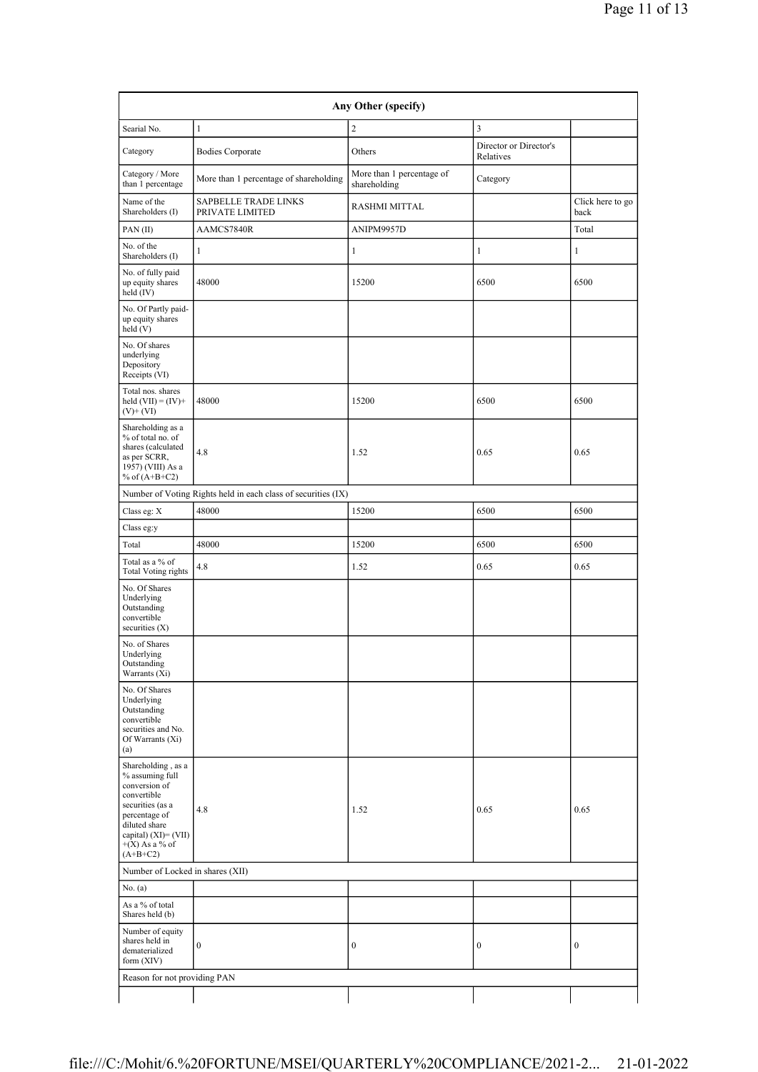| Any Other (specify) | | | | |
|---|---|---|---|---|
| Searial No. | 1 | 2 | 3 | |
| Category | Bodies Corporate | Others | Director or Director's Relatives | |
| Category / More than 1 percentage | More than 1 percentage of shareholding | More than 1 percentage of shareholding | Category | |
| Name of the Shareholders (I) | SAPBELLE TRADE LINKS PRIVATE LIMITED | RASHMI MITTAL | | Click here to go back |
| PAN (II) | AAMCS7840R | ANIPM9957D | | Total |
| No. of the Shareholders (I) | 1 | 1 | 1 | 1 |
| No. of fully paid up equity shares held (IV) | 48000 | 15200 | 6500 | 6500 |
| No. Of Partly paid-up equity shares held (V) | | | | |
| No. Of shares underlying Depository Receipts (VI) | | | | |
| Total nos. shares held (VII) = (IV)+ (V)+ (VI) | 48000 | 15200 | 6500 | 6500 |
| Shareholding as a % of total no. of shares (calculated as per SCRR, 1957) (VIII) As a % of (A+B+C2) | 4.8 | 1.52 | 0.65 | 0.65 |
| Number of Voting Rights held in each class of securities (IX) | | | | |
| Class eg: X | 48000 | 15200 | 6500 | 6500 |
| Class eg:y | | | | |
| Total | 48000 | 15200 | 6500 | 6500 |
| Total as a % of Total Voting rights | 4.8 | 1.52 | 0.65 | 0.65 |
| No. Of Shares Underlying Outstanding convertible securities (X) | | | | |
| No. of Shares Underlying Outstanding Warrants (Xi) | | | | |
| No. Of Shares Underlying Outstanding convertible securities and No. Of Warrants (Xi) (a) | | | | |
| Shareholding , as a % assuming full conversion of convertible securities (as a percentage of diluted share capital) (XI)= (VII) +(X) As a % of (A+B+C2) | 4.8 | 1.52 | 0.65 | 0.65 |
| Number of Locked in shares (XII) | | | | |
| No. (a) | | | | |
| As a % of total Shares held (b) | | | | |
| Number of equity shares held in dematerialized form (XIV) | 0 | 0 | 0 | 0 |
| Reason for not providing PAN | | | | |
| | | | | |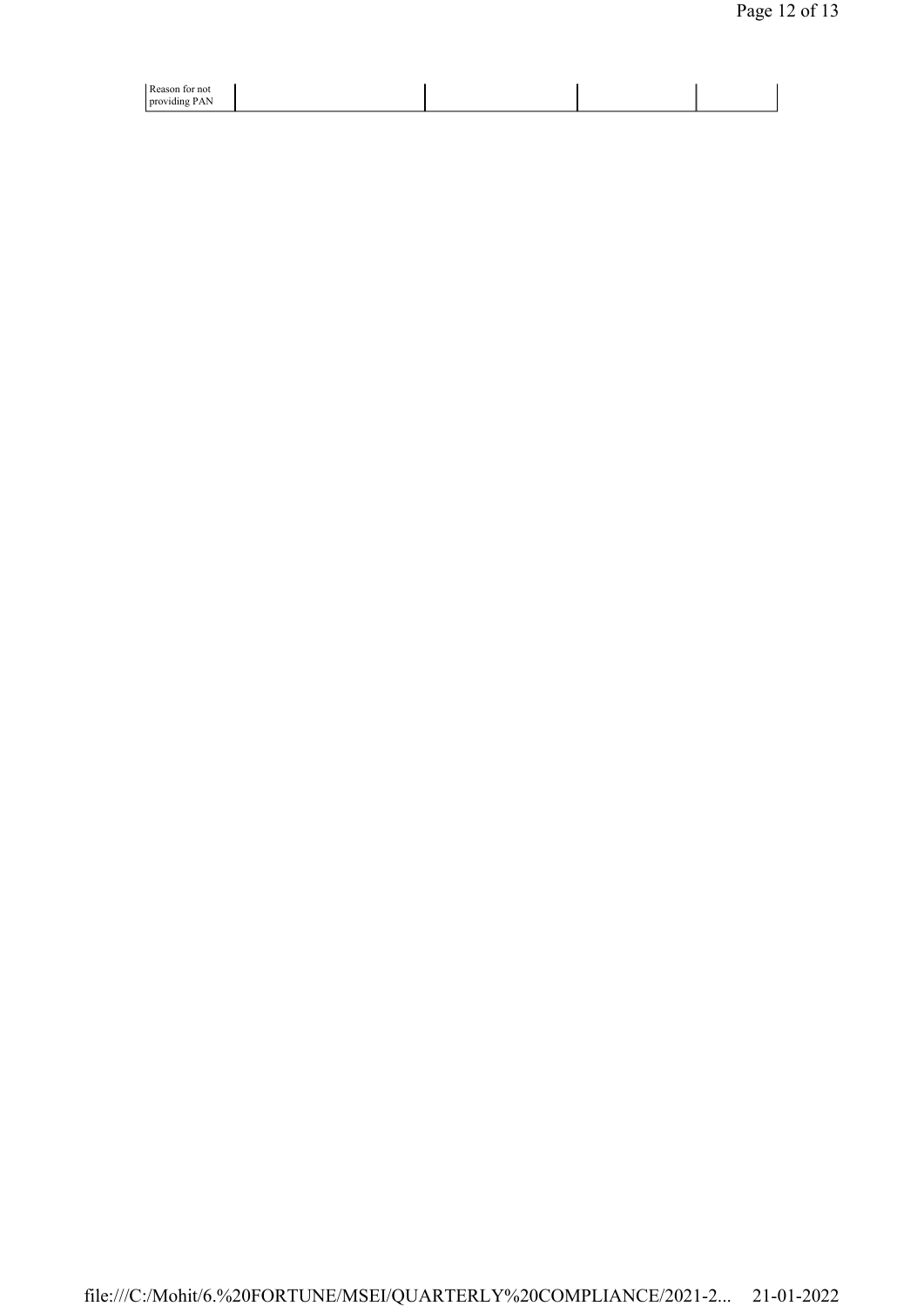| Reason for not providing PAN | | | | |
|---|---|---|---|---|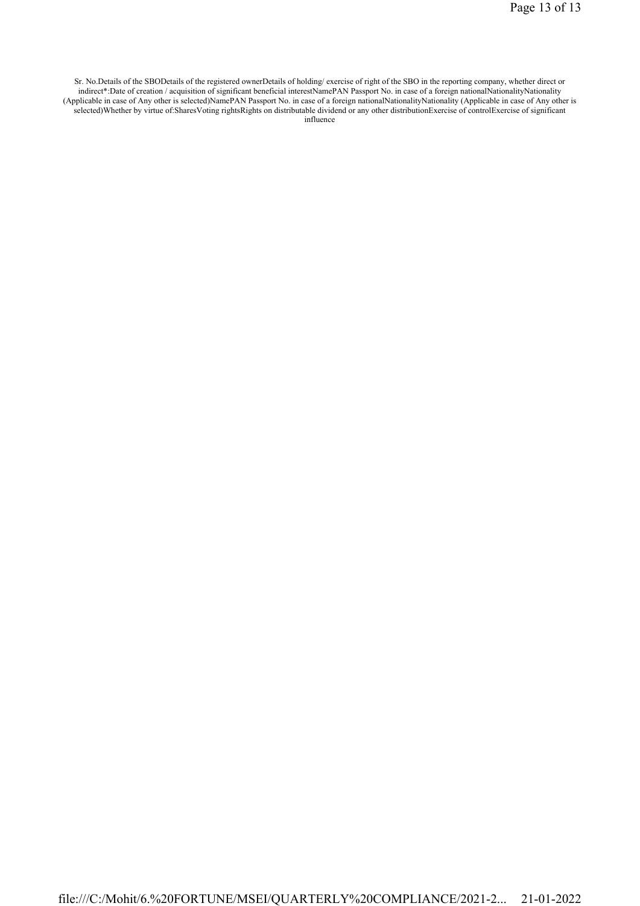| Sr. No. | Details of the SBO | | | | | Details of the registered owner | | | | | Details of holding/ exercise of right of the SBO in the reporting company, whether direct or indirect*: | | | | | Date of creation / acquisition of significant beneficial interest |
|---|---|---|---|---|---|---|---|---|---|---|---|---|---|---|---|---|
| | Name | PAN | Passport No. in case of a foreign national | Nationality | Nationality (Applicable in case of Any other is selected) | Name | PAN | Passport No. in case of a foreign national | Nationality | Nationality (Applicable in case of Any other is selected) | Whether by virtue of: | | | | | |
| | | | | | | | | | | | Shares | Voting rights | Rights on distributable dividend or any other distribution | Exercise of control | Exercise of significant influence | |